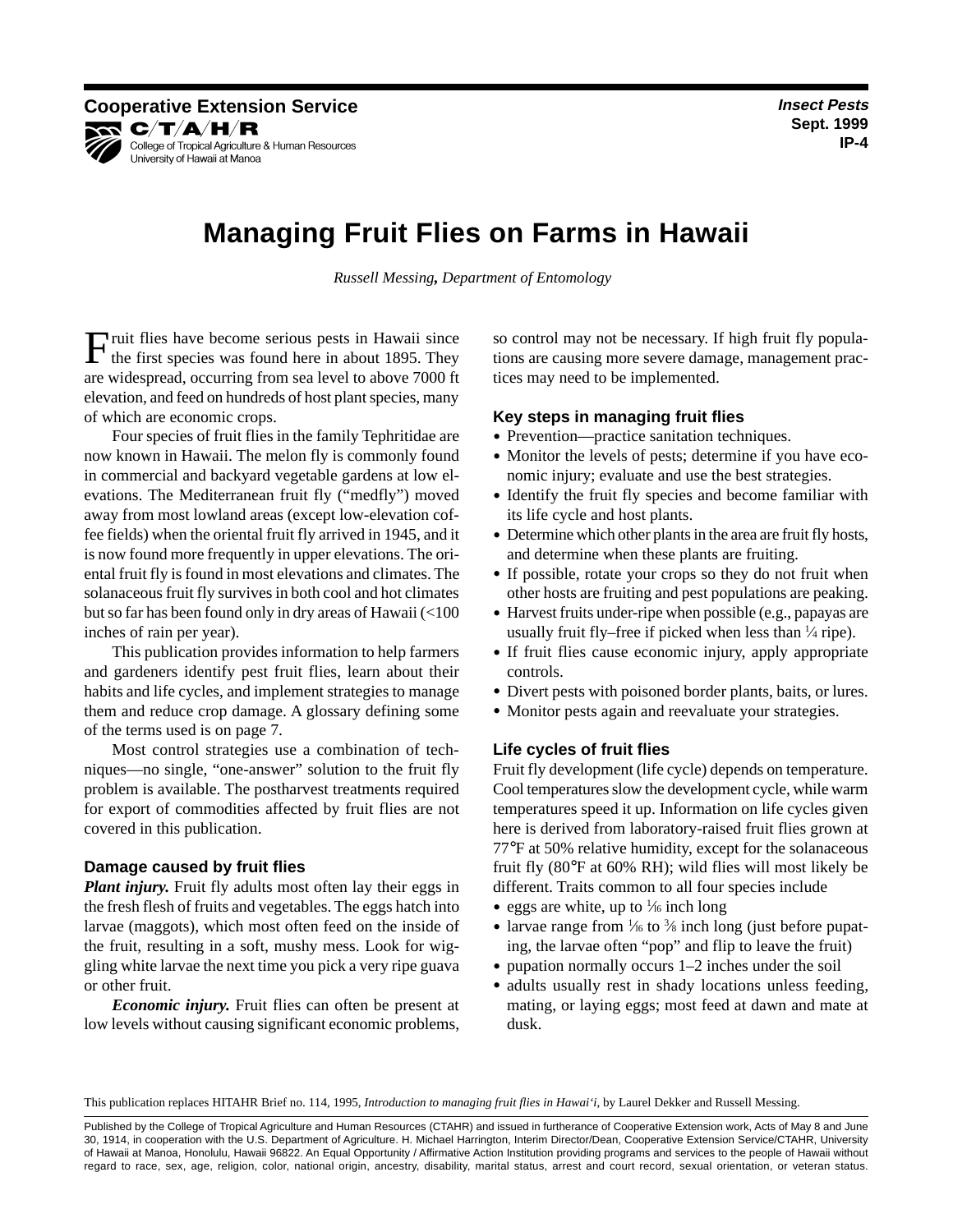Cooperative Extension Service
C/T/A/H/R
College of Tropical Agriculture & Human Resources
University of Hawaii at Manoa

*Insect Pests*
**Sept. 1999**
**IP-4**

# Managing Fruit Flies on Farms in Hawaii

*Russell Messing, Department of Entomology*

Fruit flies have become serious pests in Hawaii since the first species was found here in about 1895. They are widespread, occurring from sea level to above 7000 ft elevation, and feed on hundreds of host plant species, many of which are economic crops.

Four species of fruit flies in the family Tephritidae are now known in Hawaii. The melon fly is commonly found in commercial and backyard vegetable gardens at low elevations. The Mediterranean fruit fly ("medfly") moved away from most lowland areas (except low-elevation coffee fields) when the oriental fruit fly arrived in 1945, and it is now found more frequently in upper elevations. The oriental fruit fly is found in most elevations and climates. The solanaceous fruit fly survives in both cool and hot climates but so far has been found only in dry areas of Hawaii (<100 inches of rain per year).

This publication provides information to help farmers and gardeners identify pest fruit flies, learn about their habits and life cycles, and implement strategies to manage them and reduce crop damage. A glossary defining some of the terms used is on page 7.

Most control strategies use a combination of techniques—no single, "one-answer" solution to the fruit fly problem is available. The postharvest treatments required for export of commodities affected by fruit flies are not covered in this publication.

## Damage caused by fruit flies

***Plant injury.*** Fruit fly adults most often lay their eggs in the fresh flesh of fruits and vegetables. The eggs hatch into larvae (maggots), which most often feed on the inside of the fruit, resulting in a soft, mushy mess. Look for wiggling white larvae the next time you pick a very ripe guava or other fruit.

***Economic injury.*** Fruit flies can often be present at low levels without causing significant economic problems, so control may not be necessary. If high fruit fly populations are causing more severe damage, management practices may need to be implemented.

## Key steps in managing fruit flies

- Prevention—practice sanitation techniques.
- Monitor the levels of pests; determine if you have economic injury; evaluate and use the best strategies.
- Identify the fruit fly species and become familiar with its life cycle and host plants.
- Determine which other plants in the area are fruit fly hosts, and determine when these plants are fruiting.
- If possible, rotate your crops so they do not fruit when other hosts are fruiting and pest populations are peaking.
- Harvest fruits under-ripe when possible (e.g., papayas are usually fruit fly–free if picked when less than ¼ ripe).
- If fruit flies cause economic injury, apply appropriate controls.
- Divert pests with poisoned border plants, baits, or lures.
- Monitor pests again and reevaluate your strategies.

## Life cycles of fruit flies

Fruit fly development (life cycle) depends on temperature. Cool temperatures slow the development cycle, while warm temperatures speed it up. Information on life cycles given here is derived from laboratory-raised fruit flies grown at 77°F at 50% relative humidity, except for the solanaceous fruit fly (80°F at 60% RH); wild flies will most likely be different. Traits common to all four species include

- eggs are white, up to 1⁄16 inch long
- larvae range from 1⁄16 to 3⁄8 inch long (just before pupating, the larvae often "pop" and flip to leave the fruit)
- pupation normally occurs 1–2 inches under the soil
- adults usually rest in shady locations unless feeding, mating, or laying eggs; most feed at dawn and mate at dusk.

This publication replaces HITAHR Brief no. 114, 1995, *Introduction to managing fruit flies in Hawai'i*, by Laurel Dekker and Russell Messing.

Published by the College of Tropical Agriculture and Human Resources (CTAHR) and issued in furtherance of Cooperative Extension work, Acts of May 8 and June 30, 1914, in cooperation with the U.S. Department of Agriculture. H. Michael Harrington, Interim Director/Dean, Cooperative Extension Service/CTAHR, University of Hawaii at Manoa, Honolulu, Hawaii 96822. An Equal Opportunity / Affirmative Action Institution providing programs and services to the people of Hawaii without regard to race, sex, age, religion, color, national origin, ancestry, disability, marital status, arrest and court record, sexual orientation, or veteran status.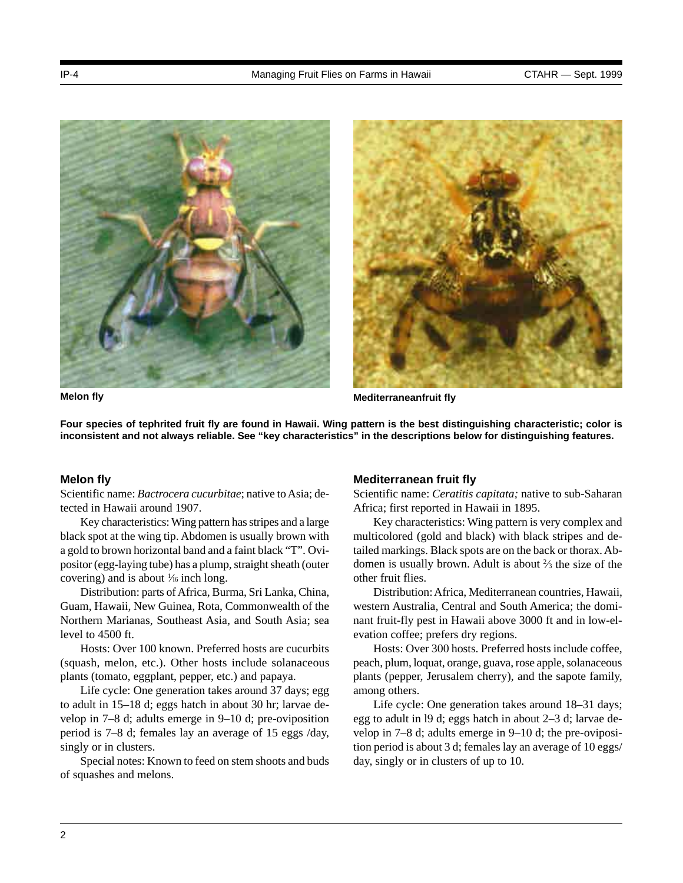Melon fly

Mediterraneanfruit fly

**Four species of tephrited fruit fly are found in Hawaii. Wing pattern is the best distinguishing characteristic; color is inconsistent and not always reliable. See "key characteristics" in the descriptions below for distinguishing features.**

## Melon fly

Scientific name: *Bactrocera cucurbitae*; native to Asia; detected in Hawaii around 1907.

Key characteristics: Wing pattern has stripes and a large black spot at the wing tip. Abdomen is usually brown with a gold to brown horizontal band and a faint black "T". Ovipositor (egg-laying tube) has a plump, straight sheath (outer covering) and is about $\frac{1}{16}$ inch long.

Distribution: parts of Africa, Burma, Sri Lanka, China, Guam, Hawaii, New Guinea, Rota, Commonwealth of the Northern Marianas, Southeast Asia, and South Asia; sea level to 4500 ft.

Hosts: Over 100 known. Preferred hosts are cucurbits (squash, melon, etc.). Other hosts include solanaceous plants (tomato, eggplant, pepper, etc.) and papaya.

Life cycle: One generation takes around 37 days; egg to adult in 15–18 d; eggs hatch in about 30 hr; larvae develop in 7–8 d; adults emerge in 9–10 d; pre-oviposition period is 7–8 d; females lay an average of 15 eggs /day, singly or in clusters.

Special notes: Known to feed on stem shoots and buds of squashes and melons.

## Mediterranean fruit fly

Scientific name: *Ceratitis capitata;* native to sub-Saharan Africa; first reported in Hawaii in 1895.

Key characteristics: Wing pattern is very complex and multicolored (gold and black) with black stripes and detailed markings. Black spots are on the back or thorax. Abdomen is usually brown. Adult is about $\frac{2}{3}$ the size of the other fruit flies.

Distribution: Africa, Mediterranean countries, Hawaii, western Australia, Central and South America; the dominant fruit-fly pest in Hawaii above 3000 ft and in low-elevation coffee; prefers dry regions.

Hosts: Over 300 hosts. Preferred hosts include coffee, peach, plum, loquat, orange, guava, rose apple, solanaceous plants (pepper, Jerusalem cherry), and the sapote family, among others.

Life cycle: One generation takes around 18–31 days; egg to adult in l9 d; eggs hatch in about 2–3 d; larvae develop in 7–8 d; adults emerge in 9–10 d; the pre-oviposition period is about 3 d; females lay an average of 10 eggs/ day, singly or in clusters of up to 10.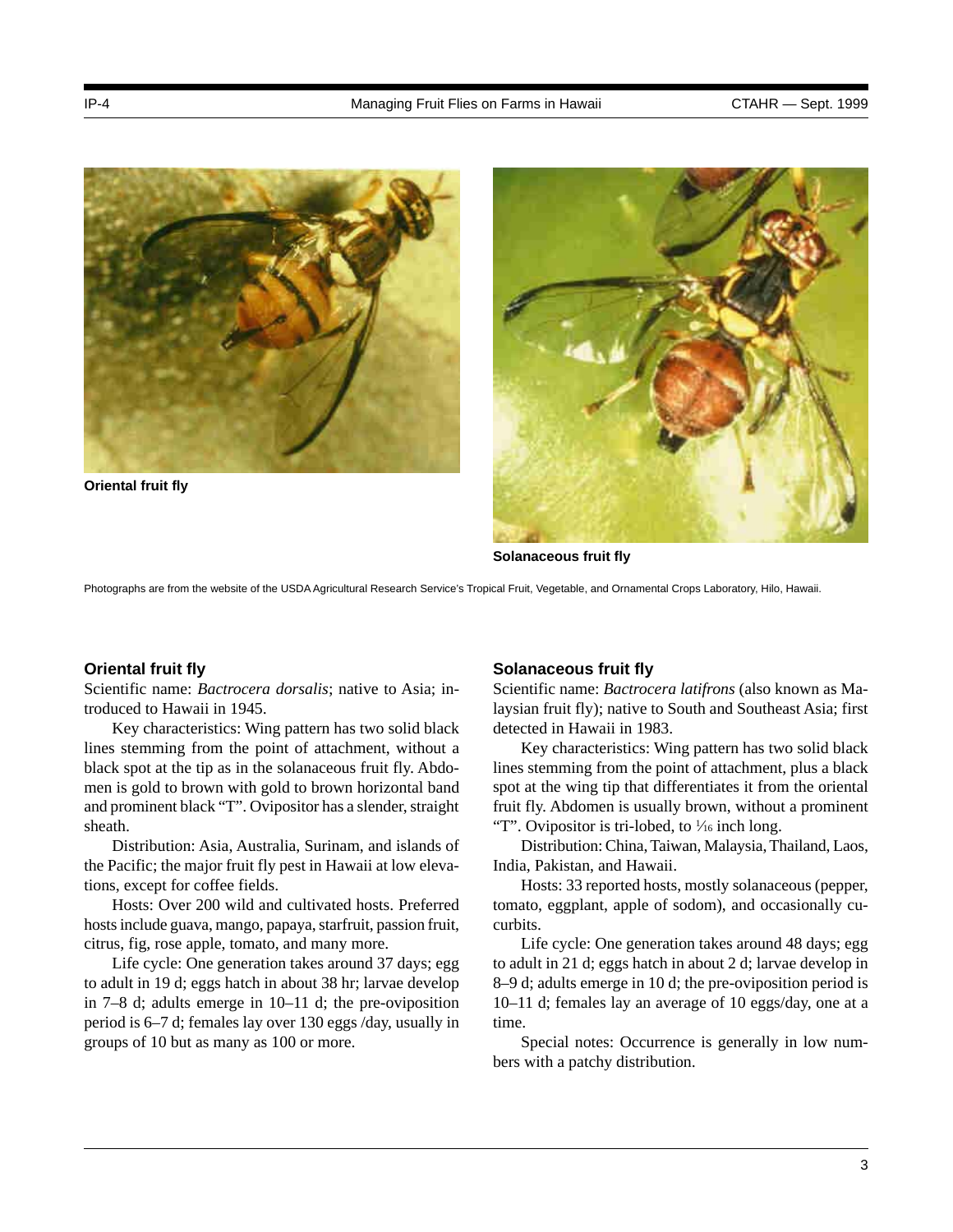Oriental fruit fly

Solanaceous fruit fly

Photographs are from the website of the USDA Agricultural Research Service's Tropical Fruit, Vegetable, and Ornamental Crops Laboratory, Hilo, Hawaii.

### Oriental fruit fly

Scientific name: *Bactrocera dorsalis*; native to Asia; introduced to Hawaii in 1945.

Key characteristics: Wing pattern has two solid black lines stemming from the point of attachment, without a black spot at the tip as in the solanaceous fruit fly. Abdomen is gold to brown with gold to brown horizontal band and prominent black "T". Ovipositor has a slender, straight sheath.

Distribution: Asia, Australia, Surinam, and islands of the Pacific; the major fruit fly pest in Hawaii at low elevations, except for coffee fields.

Hosts: Over 200 wild and cultivated hosts. Preferred hosts include guava, mango, papaya, starfruit, passion fruit, citrus, fig, rose apple, tomato, and many more.

Life cycle: One generation takes around 37 days; egg to adult in 19 d; eggs hatch in about 38 hr; larvae develop in 7–8 d; adults emerge in 10–11 d; the pre-oviposition period is 6–7 d; females lay over 130 eggs /day, usually in groups of 10 but as many as 100 or more.

### Solanaceous fruit fly

Scientific name: *Bactrocera latifrons* (also known as Malaysian fruit fly); native to South and Southeast Asia; first detected in Hawaii in 1983.

Key characteristics: Wing pattern has two solid black lines stemming from the point of attachment, plus a black spot at the wing tip that differentiates it from the oriental fruit fly. Abdomen is usually brown, without a prominent "T". Ovipositor is tri-lobed, to 1⁄16 inch long.

Distribution: China, Taiwan, Malaysia, Thailand, Laos, India, Pakistan, and Hawaii.

Hosts: 33 reported hosts, mostly solanaceous (pepper, tomato, eggplant, apple of sodom), and occasionally cucurbits.

Life cycle: One generation takes around 48 days; egg to adult in 21 d; eggs hatch in about 2 d; larvae develop in 8–9 d; adults emerge in 10 d; the pre-oviposition period is 10–11 d; females lay an average of 10 eggs/day, one at a time.

Special notes: Occurrence is generally in low numbers with a patchy distribution.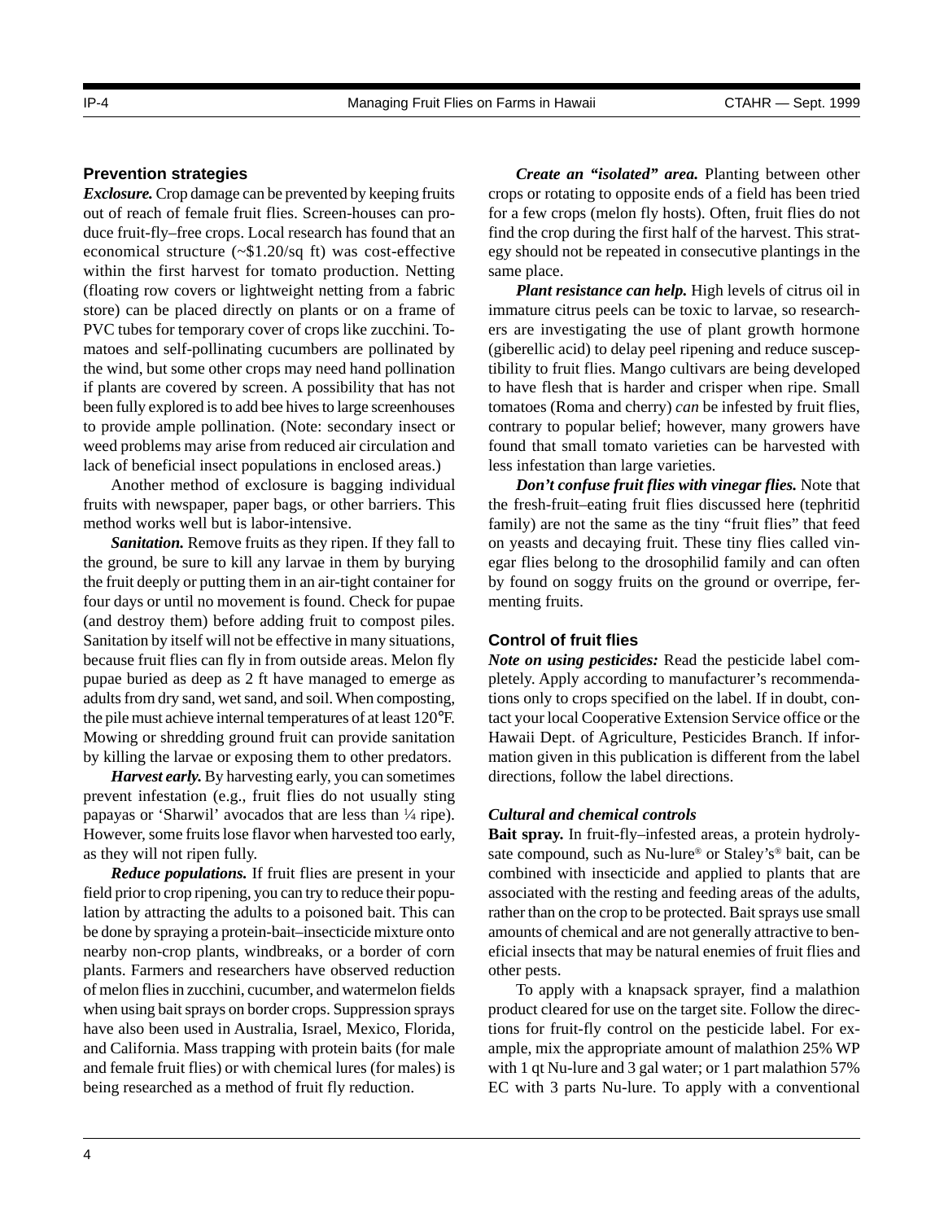### Prevention strategies

***Exclosure.*** Crop damage can be prevented by keeping fruits out of reach of female fruit flies. Screen-houses can produce fruit-fly–free crops. Local research has found that an economical structure (~\$1.20/sq ft) was cost-effective within the first harvest for tomato production. Netting (floating row covers or lightweight netting from a fabric store) can be placed directly on plants or on a frame of PVC tubes for temporary cover of crops like zucchini. Tomatoes and self-pollinating cucumbers are pollinated by the wind, but some other crops may need hand pollination if plants are covered by screen. A possibility that has not been fully explored is to add bee hives to large screenhouses to provide ample pollination. (Note: secondary insect or weed problems may arise from reduced air circulation and lack of beneficial insect populations in enclosed areas.)

Another method of exclosure is bagging individual fruits with newspaper, paper bags, or other barriers. This method works well but is labor-intensive.

***Sanitation.*** Remove fruits as they ripen. If they fall to the ground, be sure to kill any larvae in them by burying the fruit deeply or putting them in an air-tight container for four days or until no movement is found. Check for pupae (and destroy them) before adding fruit to compost piles. Sanitation by itself will not be effective in many situations, because fruit flies can fly in from outside areas. Melon fly pupae buried as deep as 2 ft have managed to emerge as adults from dry sand, wet sand, and soil. When composting, the pile must achieve internal temperatures of at least 120°F. Mowing or shredding ground fruit can provide sanitation by killing the larvae or exposing them to other predators.

***Harvest early.*** By harvesting early, you can sometimes prevent infestation (e.g., fruit flies do not usually sting papayas or 'Sharwil' avocados that are less than ¼ ripe). However, some fruits lose flavor when harvested too early, as they will not ripen fully.

***Reduce populations.*** If fruit flies are present in your field prior to crop ripening, you can try to reduce their population by attracting the adults to a poisoned bait. This can be done by spraying a protein-bait–insecticide mixture onto nearby non-crop plants, windbreaks, or a border of corn plants. Farmers and researchers have observed reduction of melon flies in zucchini, cucumber, and watermelon fields when using bait sprays on border crops. Suppression sprays have also been used in Australia, Israel, Mexico, Florida, and California. Mass trapping with protein baits (for male and female fruit flies) or with chemical lures (for males) is being researched as a method of fruit fly reduction.

***Create an "isolated" area.*** Planting between other crops or rotating to opposite ends of a field has been tried for a few crops (melon fly hosts). Often, fruit flies do not find the crop during the first half of the harvest. This strategy should not be repeated in consecutive plantings in the same place.

***Plant resistance can help.*** High levels of citrus oil in immature citrus peels can be toxic to larvae, so researchers are investigating the use of plant growth hormone (giberellic acid) to delay peel ripening and reduce susceptibility to fruit flies. Mango cultivars are being developed to have flesh that is harder and crisper when ripe. Small tomatoes (Roma and cherry) *can* be infested by fruit flies, contrary to popular belief; however, many growers have found that small tomato varieties can be harvested with less infestation than large varieties.

***Don't confuse fruit flies with vinegar flies.*** Note that the fresh-fruit–eating fruit flies discussed here (tephritid family) are not the same as the tiny "fruit flies" that feed on yeasts and decaying fruit. These tiny flies called vinegar flies belong to the drosophilid family and can often by found on soggy fruits on the ground or overripe, fermenting fruits.

### Control of fruit flies

***Note on using pesticides:*** Read the pesticide label completely. Apply according to manufacturer's recommendations only to crops specified on the label. If in doubt, contact your local Cooperative Extension Service office or the Hawaii Dept. of Agriculture, Pesticides Branch. If information given in this publication is different from the label directions, follow the label directions.

#### *Cultural and chemical controls*

**Bait spray.** In fruit-fly–infested areas, a protein hydrolysate compound, such as Nu-lure® or Staley's® bait, can be combined with insecticide and applied to plants that are associated with the resting and feeding areas of the adults, rather than on the crop to be protected. Bait sprays use small amounts of chemical and are not generally attractive to beneficial insects that may be natural enemies of fruit flies and other pests.

To apply with a knapsack sprayer, find a malathion product cleared for use on the target site. Follow the directions for fruit-fly control on the pesticide label. For example, mix the appropriate amount of malathion 25% WP with 1 qt Nu-lure and 3 gal water; or 1 part malathion 57% EC with 3 parts Nu-lure. To apply with a conventional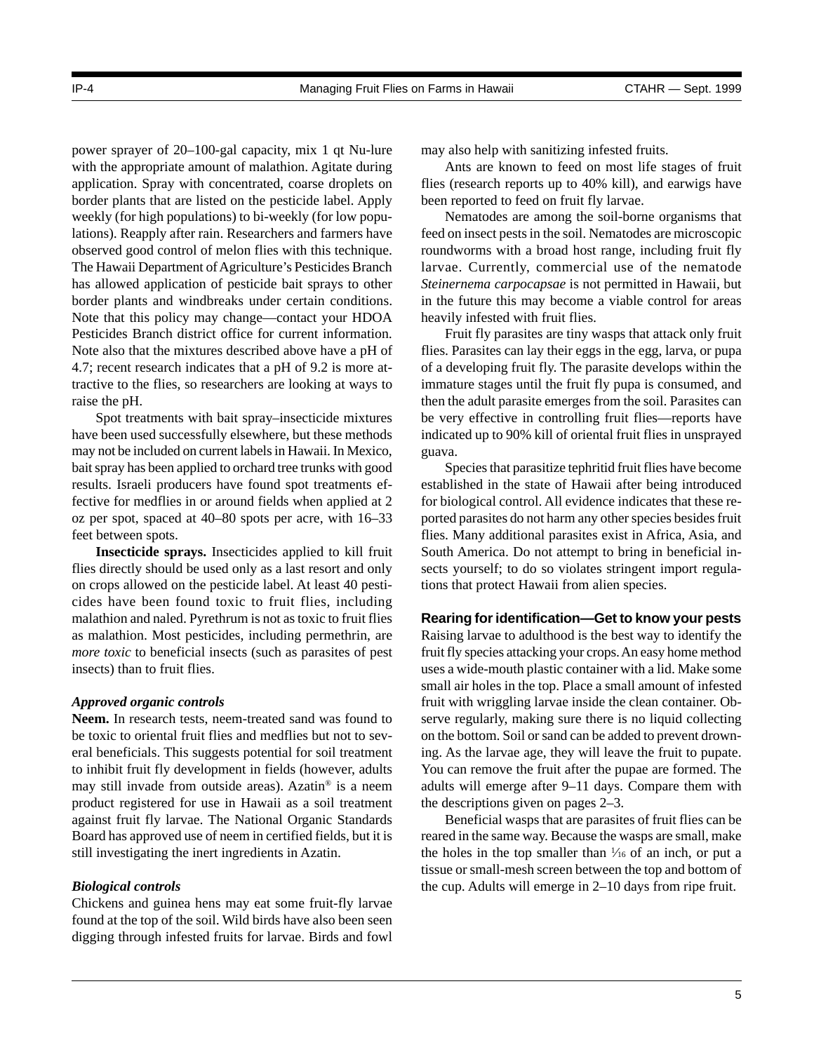power sprayer of 20–100-gal capacity, mix 1 qt Nu-lure with the appropriate amount of malathion. Agitate during application. Spray with concentrated, coarse droplets on border plants that are listed on the pesticide label. Apply weekly (for high populations) to bi-weekly (for low populations). Reapply after rain. Researchers and farmers have observed good control of melon flies with this technique. The Hawaii Department of Agriculture's Pesticides Branch has allowed application of pesticide bait sprays to other border plants and windbreaks under certain conditions. Note that this policy may change—contact your HDOA Pesticides Branch district office for current information. Note also that the mixtures described above have a pH of 4.7; recent research indicates that a pH of 9.2 is more attractive to the flies, so researchers are looking at ways to raise the pH.

Spot treatments with bait spray–insecticide mixtures have been used successfully elsewhere, but these methods may not be included on current labels in Hawaii. In Mexico, bait spray has been applied to orchard tree trunks with good results. Israeli producers have found spot treatments effective for medflies in or around fields when applied at 2 oz per spot, spaced at 40–80 spots per acre, with 16–33 feet between spots.

**Insecticide sprays.** Insecticides applied to kill fruit flies directly should be used only as a last resort and only on crops allowed on the pesticide label. At least 40 pesticides have been found toxic to fruit flies, including malathion and naled. Pyrethrum is not as toxic to fruit flies as malathion. Most pesticides, including permethrin, are *more toxic* to beneficial insects (such as parasites of pest insects) than to fruit flies.

### *Approved organic controls*

**Neem.** In research tests, neem-treated sand was found to be toxic to oriental fruit flies and medflies but not to several beneficials. This suggests potential for soil treatment to inhibit fruit fly development in fields (however, adults may still invade from outside areas). Azatin® is a neem product registered for use in Hawaii as a soil treatment against fruit fly larvae. The National Organic Standards Board has approved use of neem in certified fields, but it is still investigating the inert ingredients in Azatin.

### *Biological controls*

Chickens and guinea hens may eat some fruit-fly larvae found at the top of the soil. Wild birds have also been seen digging through infested fruits for larvae. Birds and fowl may also help with sanitizing infested fruits.

Ants are known to feed on most life stages of fruit flies (research reports up to 40% kill), and earwigs have been reported to feed on fruit fly larvae.

Nematodes are among the soil-borne organisms that feed on insect pests in the soil. Nematodes are microscopic roundworms with a broad host range, including fruit fly larvae. Currently, commercial use of the nematode *Steinernema carpocapsae* is not permitted in Hawaii, but in the future this may become a viable control for areas heavily infested with fruit flies.

Fruit fly parasites are tiny wasps that attack only fruit flies. Parasites can lay their eggs in the egg, larva, or pupa of a developing fruit fly. The parasite develops within the immature stages until the fruit fly pupa is consumed, and then the adult parasite emerges from the soil. Parasites can be very effective in controlling fruit flies—reports have indicated up to 90% kill of oriental fruit flies in unsprayed guava.

Species that parasitize tephritid fruit flies have become established in the state of Hawaii after being introduced for biological control. All evidence indicates that these reported parasites do not harm any other species besides fruit flies. Many additional parasites exist in Africa, Asia, and South America. Do not attempt to bring in beneficial insects yourself; to do so violates stringent import regulations that protect Hawaii from alien species.

## Rearing for identification—Get to know your pests

Raising larvae to adulthood is the best way to identify the fruit fly species attacking your crops. An easy home method uses a wide-mouth plastic container with a lid. Make some small air holes in the top. Place a small amount of infested fruit with wriggling larvae inside the clean container. Observe regularly, making sure there is no liquid collecting on the bottom. Soil or sand can be added to prevent drowning. As the larvae age, they will leave the fruit to pupate. You can remove the fruit after the pupae are formed. The adults will emerge after 9–11 days. Compare them with the descriptions given on pages 2–3.

Beneficial wasps that are parasites of fruit flies can be reared in the same way. Because the wasps are small, make the holes in the top smaller than 1⁄16 of an inch, or put a tissue or small-mesh screen between the top and bottom of the cup. Adults will emerge in 2–10 days from ripe fruit.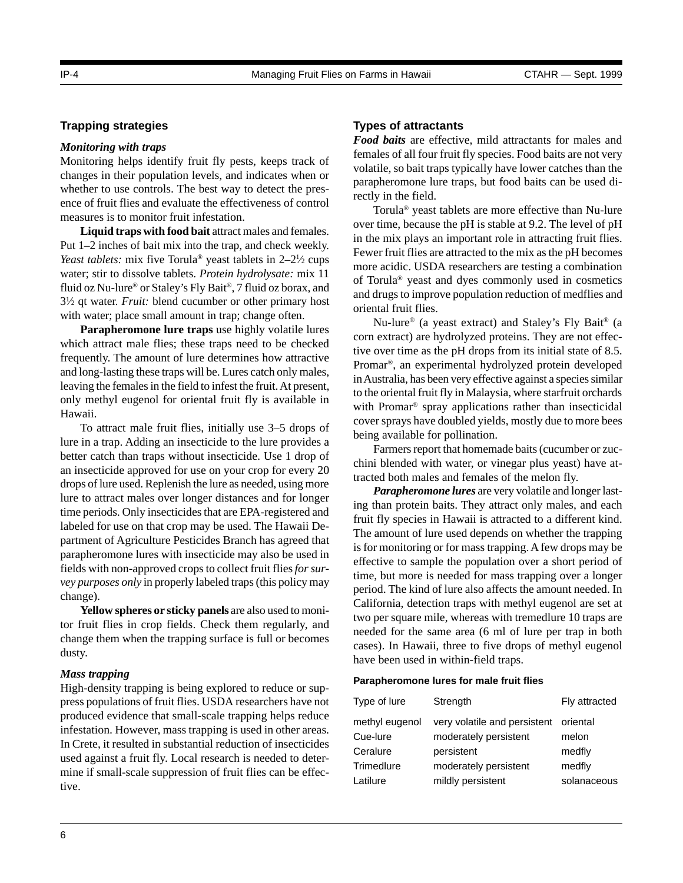## Trapping strategies

### *Monitoring with traps*

Monitoring helps identify fruit fly pests, keeps track of changes in their population levels, and indicates when or whether to use controls. The best way to detect the presence of fruit flies and evaluate the effectiveness of control measures is to monitor fruit infestation.

**Liquid traps with food bait** attract males and females. Put 1–2 inches of bait mix into the trap, and check weekly. *Yeast tablets:* mix five Torula® yeast tablets in 2–2½ cups water; stir to dissolve tablets. *Protein hydrolysate:* mix 11 fluid oz Nu-lure® or Staley's Fly Bait®, 7 fluid oz borax, and 3½ qt water. *Fruit:* blend cucumber or other primary host with water; place small amount in trap; change often.

**Parapheromone lure traps** use highly volatile lures which attract male flies; these traps need to be checked frequently. The amount of lure determines how attractive and long-lasting these traps will be. Lures catch only males, leaving the females in the field to infest the fruit. At present, only methyl eugenol for oriental fruit fly is available in Hawaii.

To attract male fruit flies, initially use 3–5 drops of lure in a trap. Adding an insecticide to the lure provides a better catch than traps without insecticide. Use 1 drop of an insecticide approved for use on your crop for every 20 drops of lure used. Replenish the lure as needed, using more lure to attract males over longer distances and for longer time periods. Only insecticides that are EPA-registered and labeled for use on that crop may be used. The Hawaii Department of Agriculture Pesticides Branch has agreed that parapheromone lures with insecticide may also be used in fields with non-approved crops to collect fruit flies *for survey purposes only* in properly labeled traps (this policy may change).

**Yellow spheres or sticky panels** are also used to monitor fruit flies in crop fields. Check them regularly, and change them when the trapping surface is full or becomes dusty.

### *Mass trapping*

High-density trapping is being explored to reduce or suppress populations of fruit flies. USDA researchers have not produced evidence that small-scale trapping helps reduce infestation. However, mass trapping is used in other areas. In Crete, it resulted in substantial reduction of insecticides used against a fruit fly. Local research is needed to determine if small-scale suppression of fruit flies can be effective.

## Types of attractants

***Food baits*** are effective, mild attractants for males and females of all four fruit fly species. Food baits are not very volatile, so bait traps typically have lower catches than the parapheromone lure traps, but food baits can be used directly in the field.

Torula® yeast tablets are more effective than Nu-lure over time, because the pH is stable at 9.2. The level of pH in the mix plays an important role in attracting fruit flies. Fewer fruit flies are attracted to the mix as the pH becomes more acidic. USDA researchers are testing a combination of Torula® yeast and dyes commonly used in cosmetics and drugs to improve population reduction of medflies and oriental fruit flies.

Nu-lure® (a yeast extract) and Staley's Fly Bait® (a corn extract) are hydrolyzed proteins. They are not effective over time as the pH drops from its initial state of 8.5. Promar®, an experimental hydrolyzed protein developed in Australia, has been very effective against a species similar to the oriental fruit fly in Malaysia, where starfruit orchards with Promar® spray applications rather than insecticidal cover sprays have doubled yields, mostly due to more bees being available for pollination.

Farmers report that homemade baits (cucumber or zucchini blended with water, or vinegar plus yeast) have attracted both males and females of the melon fly.

***Parapheromone lures*** are very volatile and longer lasting than protein baits. They attract only males, and each fruit fly species in Hawaii is attracted to a different kind. The amount of lure used depends on whether the trapping is for monitoring or for mass trapping. A few drops may be effective to sample the population over a short period of time, but more is needed for mass trapping over a longer period. The kind of lure also affects the amount needed. In California, detection traps with methyl eugenol are set at two per square mile, whereas with tremedlure 10 traps are needed for the same area (6 ml of lure per trap in both cases). In Hawaii, three to five drops of methyl eugenol have been used in within-field traps.

**Parapheromone lures for male fruit flies**

| Type of lure | Strength | Fly attracted |
|---|---|---|
| methyl eugenol | very volatile and persistent | oriental |
| Cue-lure | moderately persistent | melon |
| Ceralure | persistent | medfly |
| Trimedlure | moderately persistent | medfly |
| Latilure | mildly persistent | solanaceous |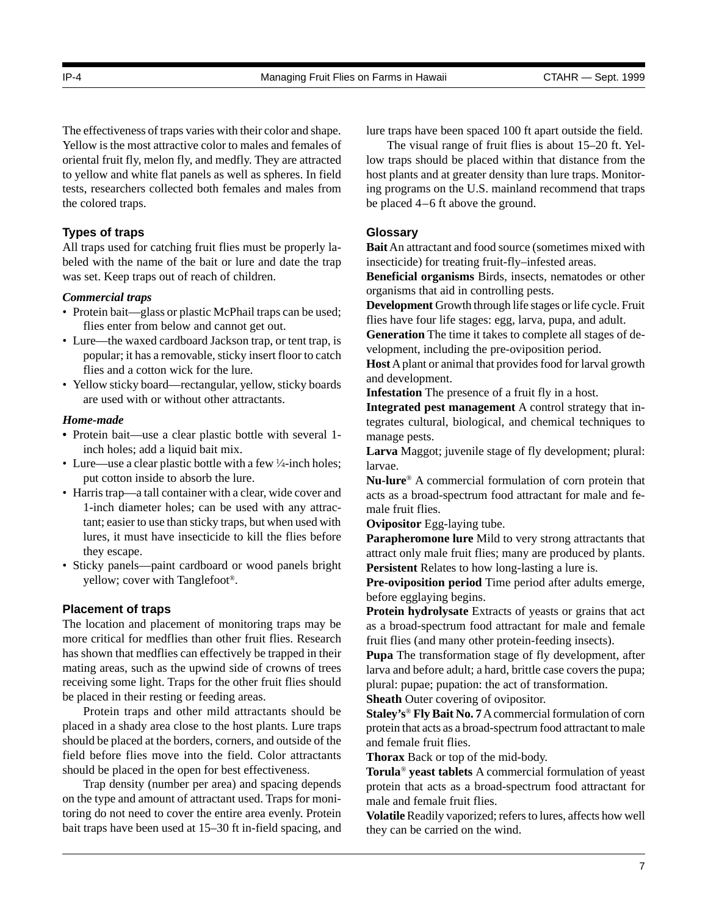The effectiveness of traps varies with their color and shape. Yellow is the most attractive color to males and females of oriental fruit fly, melon fly, and medfly. They are attracted to yellow and white flat panels as well as spheres. In field tests, researchers collected both females and males from the colored traps.

### Types of traps

All traps used for catching fruit flies must be properly labeled with the name of the bait or lure and date the trap was set. Keep traps out of reach of children.

#### *Commercial traps*

- Protein bait—glass or plastic McPhail traps can be used; flies enter from below and cannot get out.
- Lure—the waxed cardboard Jackson trap, or tent trap, is popular; it has a removable, sticky insert floor to catch flies and a cotton wick for the lure.
- Yellow sticky board—rectangular, yellow, sticky boards are used with or without other attractants.

#### *Home-made*

- Protein bait—use a clear plastic bottle with several 1-inch holes; add a liquid bait mix.
- Lure—use a clear plastic bottle with a few ¼-inch holes; put cotton inside to absorb the lure.
- Harris trap—a tall container with a clear, wide cover and 1-inch diameter holes; can be used with any attractant; easier to use than sticky traps, but when used with lures, it must have insecticide to kill the flies before they escape.
- Sticky panels—paint cardboard or wood panels bright yellow; cover with Tanglefoot®.

### Placement of traps

The location and placement of monitoring traps may be more critical for medflies than other fruit flies. Research has shown that medflies can effectively be trapped in their mating areas, such as the upwind side of crowns of trees receiving some light. Traps for the other fruit flies should be placed in their resting or feeding areas.

Protein traps and other mild attractants should be placed in a shady area close to the host plants. Lure traps should be placed at the borders, corners, and outside of the field before flies move into the field. Color attractants should be placed in the open for best effectiveness.

Trap density (number per area) and spacing depends on the type and amount of attractant used. Traps for monitoring do not need to cover the entire area evenly. Protein bait traps have been used at 15–30 ft in-field spacing, and lure traps have been spaced 100 ft apart outside the field.

The visual range of fruit flies is about 15–20 ft. Yellow traps should be placed within that distance from the host plants and at greater density than lure traps. Monitoring programs on the U.S. mainland recommend that traps be placed 4–6 ft above the ground.

### Glossary

**Bait** An attractant and food source (sometimes mixed with insecticide) for treating fruit-fly–infested areas.

**Beneficial organisms** Birds, insects, nematodes or other organisms that aid in controlling pests.

**Development** Growth through life stages or life cycle. Fruit flies have four life stages: egg, larva, pupa, and adult.

**Generation** The time it takes to complete all stages of development, including the pre-oviposition period.

**Host** A plant or animal that provides food for larval growth and development.

**Infestation** The presence of a fruit fly in a host.

**Integrated pest management** A control strategy that integrates cultural, biological, and chemical techniques to manage pests.

**Larva** Maggot; juvenile stage of fly development; plural: larvae.

**Nu-lure®** A commercial formulation of corn protein that acts as a broad-spectrum food attractant for male and female fruit flies.

**Ovipositor** Egg-laying tube.

**Parapheromone lure** Mild to very strong attractants that attract only male fruit flies; many are produced by plants.

**Persistent** Relates to how long-lasting a lure is.

**Pre-oviposition period** Time period after adults emerge, before egglaying begins.

**Protein hydrolysate** Extracts of yeasts or grains that act as a broad-spectrum food attractant for male and female fruit flies (and many other protein-feeding insects).

**Pupa** The transformation stage of fly development, after larva and before adult; a hard, brittle case covers the pupa; plural: pupae; pupation: the act of transformation.

**Sheath** Outer covering of ovipositor.

**Staley's® Fly Bait No. 7** A commercial formulation of corn protein that acts as a broad-spectrum food attractant to male and female fruit flies.

**Thorax** Back or top of the mid-body.

**Torula® yeast tablets** A commercial formulation of yeast protein that acts as a broad-spectrum food attractant for male and female fruit flies.

**Volatile** Readily vaporized; refers to lures, affects how well they can be carried on the wind.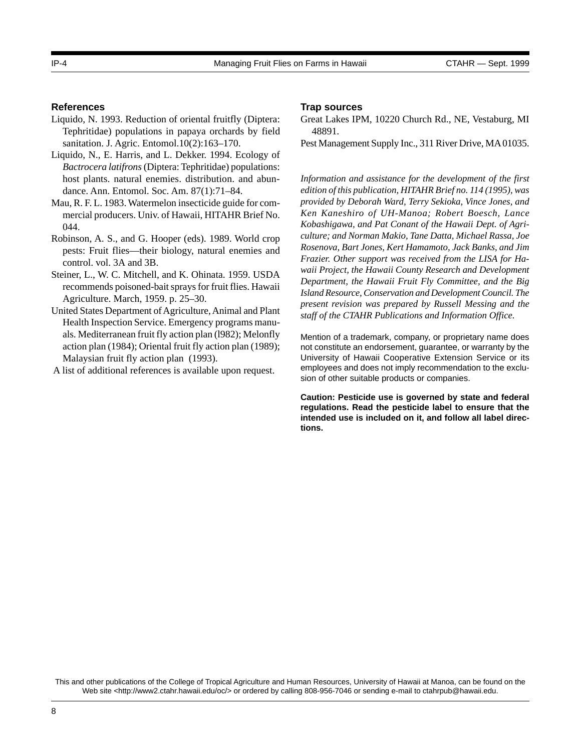## References

Liquido, N. 1993. Reduction of oriental fruitfly (Diptera: Tephritidae) populations in papaya orchards by field sanitation. J. Agric. Entomol.10(2):163–170.

Liquido, N., E. Harris, and L. Dekker. 1994. Ecology of *Bactrocera latifrons* (Diptera: Tephritidae) populations: host plants. natural enemies. distribution. and abundance. Ann. Entomol. Soc. Am. 87(1):71–84.

Mau, R. F. L. 1983. Watermelon insecticide guide for commercial producers. Univ. of Hawaii, HITAHR Brief No. 044.

Robinson, A. S., and G. Hooper (eds). 1989. World crop pests: Fruit flies—their biology, natural enemies and control. vol. 3A and 3B.

Steiner, L., W. C. Mitchell, and K. Ohinata. 1959. USDA recommends poisoned-bait sprays for fruit flies. Hawaii Agriculture. March, 1959. p. 25–30.

United States Department of Agriculture, Animal and Plant Health Inspection Service. Emergency programs manuals. Mediterranean fruit fly action plan (l982); Melonfly action plan (1984); Oriental fruit fly action plan (1989); Malaysian fruit fly action plan (1993).

A list of additional references is available upon request.

## Trap sources

Great Lakes IPM, 10220 Church Rd., NE, Vestaburg, MI 48891.

Pest Management Supply Inc., 311 River Drive, MA 01035.

*Information and assistance for the development of the first edition of this publication, HITAHR Brief no. 114 (1995), was provided by Deborah Ward, Terry Sekioka, Vince Jones, and Ken Kaneshiro of UH-Manoa; Robert Boesch, Lance Kobashigawa, and Pat Conant of the Hawaii Dept. of Agriculture; and Norman Makio, Tane Datta, Michael Rassa, Joe Rosenova, Bart Jones, Kert Hamamoto, Jack Banks, and Jim Frazier. Other support was received from the LISA for Hawaii Project, the Hawaii County Research and Development Department, the Hawaii Fruit Fly Committee, and the Big Island Resource, Conservation and Development Council. The present revision was prepared by Russell Messing and the staff of the CTAHR Publications and Information Office.*

Mention of a trademark, company, or proprietary name does not constitute an endorsement, guarantee, or warranty by the University of Hawaii Cooperative Extension Service or its employees and does not imply recommendation to the exclusion of other suitable products or companies.

**Caution: Pesticide use is governed by state and federal regulations. Read the pesticide label to ensure that the intended use is included on it, and follow all label directions.**

This and other publications of the College of Tropical Agriculture and Human Resources, University of Hawaii at Manoa, can be found on the Web site <http://www2.ctahr.hawaii.edu/oc/> or ordered by calling 808-956-7046 or sending e-mail to ctahrpub@hawaii.edu.